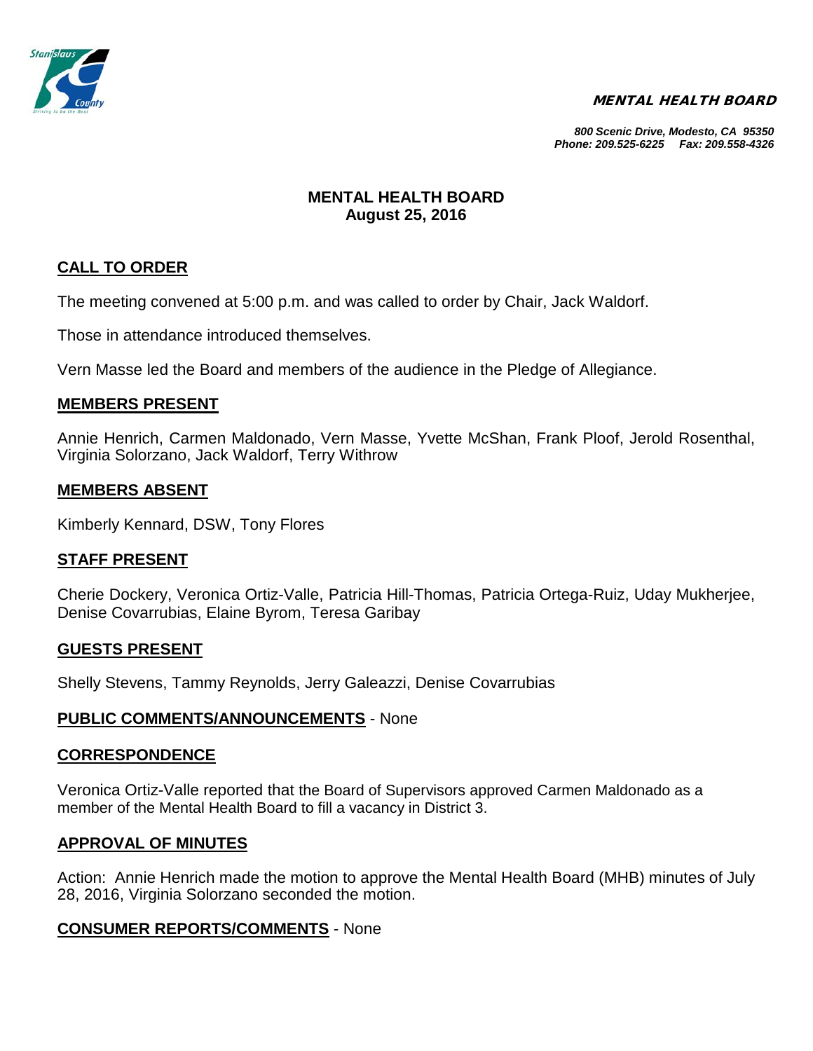**MENTAL HEALTH BOARD**

*800 Scenic Drive, Modesto, CA 95350*
*Phone: 209.525-6225 Fax: 209.558-4326*

# MENTAL HEALTH BOARD
## August 25, 2016

## CALL TO ORDER

The meeting convened at 5:00 p.m. and was called to order by Chair, Jack Waldorf.

Those in attendance introduced themselves.

Vern Masse led the Board and members of the audience in the Pledge of Allegiance.

## MEMBERS PRESENT

Annie Henrich, Carmen Maldonado, Vern Masse, Yvette McShan, Frank Ploof, Jerold Rosenthal, Virginia Solorzano, Jack Waldorf, Terry Withrow

## MEMBERS ABSENT

Kimberly Kennard, DSW, Tony Flores

## STAFF PRESENT

Cherie Dockery, Veronica Ortiz-Valle, Patricia Hill-Thomas, Patricia Ortega-Ruiz, Uday Mukherjee, Denise Covarrubias, Elaine Byrom, Teresa Garibay

## GUESTS PRESENT

Shelly Stevens, Tammy Reynolds, Jerry Galeazzi, Denise Covarrubias

## PUBLIC COMMENTS/ANNOUNCEMENTS - None

## CORRESPONDENCE

Veronica Ortiz-Valle reported that the Board of Supervisors approved Carmen Maldonado as a member of the Mental Health Board to fill a vacancy in District 3.

## APPROVAL OF MINUTES

Action: Annie Henrich made the motion to approve the Mental Health Board (MHB) minutes of July 28, 2016, Virginia Solorzano seconded the motion.

## CONSUMER REPORTS/COMMENTS - None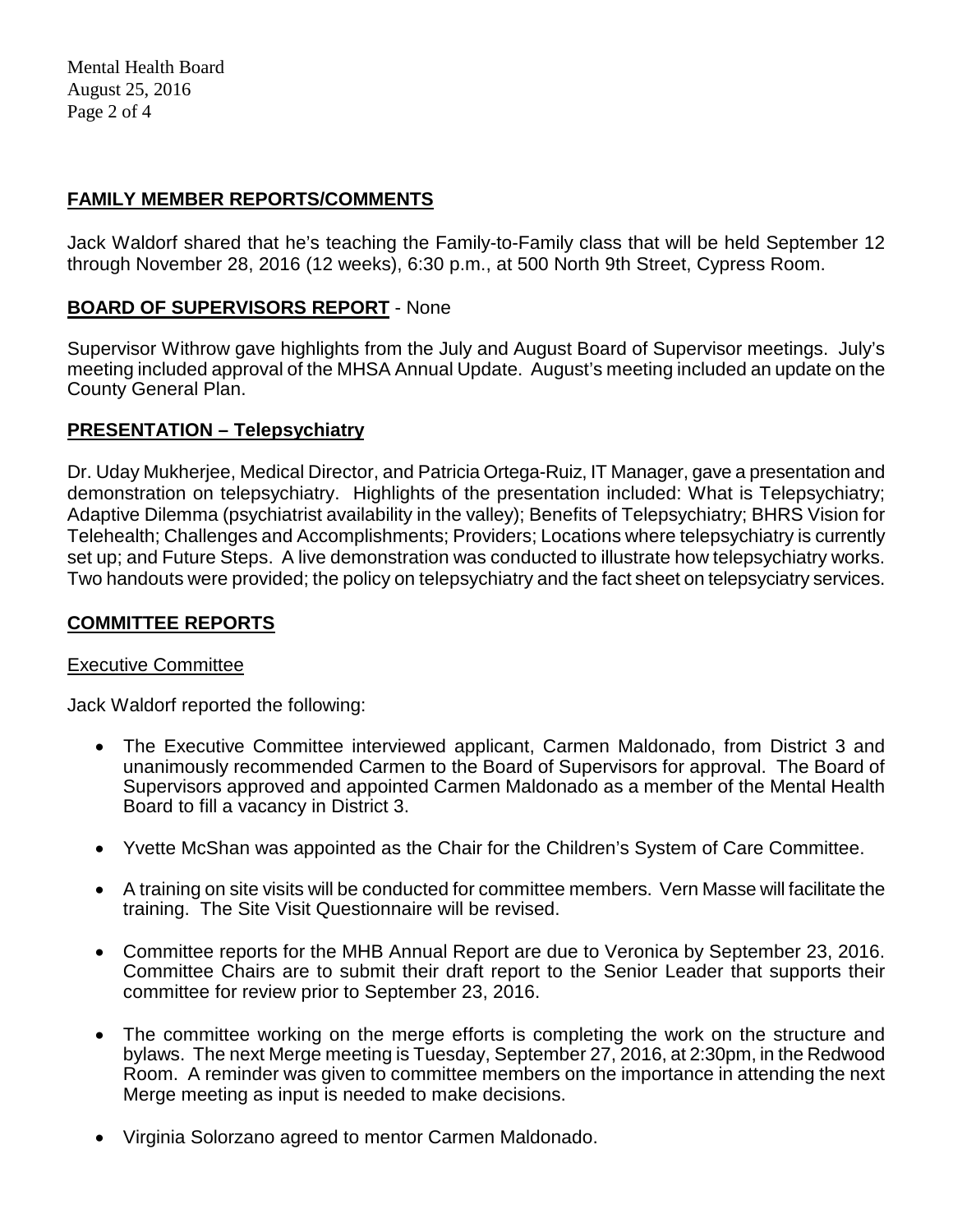## FAMILY MEMBER REPORTS/COMMENTS

Jack Waldorf shared that he's teaching the Family-to-Family class that will be held September 12 through November 28, 2016 (12 weeks), 6:30 p.m., at 500 North 9th Street, Cypress Room.

## BOARD OF SUPERVISORS REPORT - None

Supervisor Withrow gave highlights from the July and August Board of Supervisor meetings. July's meeting included approval of the MHSA Annual Update. August's meeting included an update on the County General Plan.

## PRESENTATION – Telepsychiatry

Dr. Uday Mukherjee, Medical Director, and Patricia Ortega-Ruiz, IT Manager, gave a presentation and demonstration on telepsychiatry. Highlights of the presentation included: What is Telepsychiatry; Adaptive Dilemma (psychiatrist availability in the valley); Benefits of Telepsychiatry; BHRS Vision for Telehealth; Challenges and Accomplishments; Providers; Locations where telepsychiatry is currently set up; and Future Steps. A live demonstration was conducted to illustrate how telepsychiatry works. Two handouts were provided; the policy on telepsychiatry and the fact sheet on telepsyciatry services.

## COMMITTEE REPORTS

### Executive Committee

Jack Waldorf reported the following:

- The Executive Committee interviewed applicant, Carmen Maldonado, from District 3 and unanimously recommended Carmen to the Board of Supervisors for approval. The Board of Supervisors approved and appointed Carmen Maldonado as a member of the Mental Health Board to fill a vacancy in District 3.
- Yvette McShan was appointed as the Chair for the Children's System of Care Committee.
- A training on site visits will be conducted for committee members. Vern Masse will facilitate the training. The Site Visit Questionnaire will be revised.
- Committee reports for the MHB Annual Report are due to Veronica by September 23, 2016. Committee Chairs are to submit their draft report to the Senior Leader that supports their committee for review prior to September 23, 2016.
- The committee working on the merge efforts is completing the work on the structure and bylaws. The next Merge meeting is Tuesday, September 27, 2016, at 2:30pm, in the Redwood Room. A reminder was given to committee members on the importance in attending the next Merge meeting as input is needed to make decisions.
- Virginia Solorzano agreed to mentor Carmen Maldonado.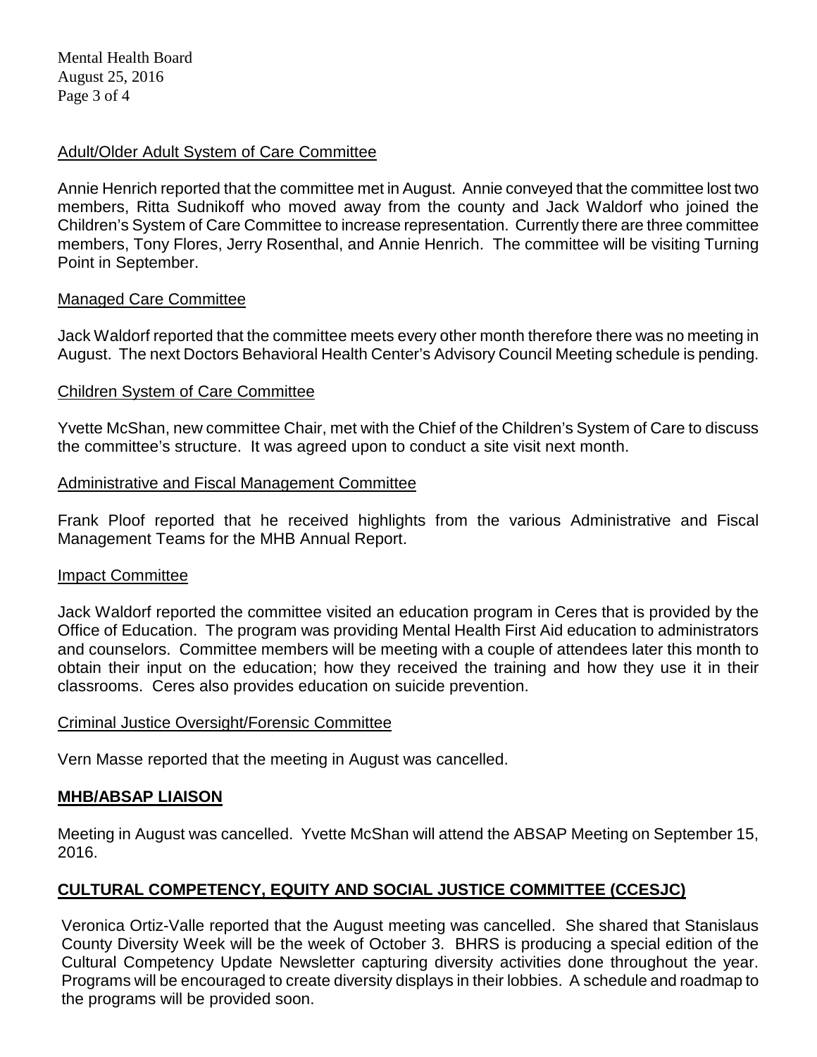<u>Adult/Older Adult System of Care Committee</u>

Annie Henrich reported that the committee met in August. Annie conveyed that the committee lost two members, Ritta Sudnikoff who moved away from the county and Jack Waldorf who joined the Children's System of Care Committee to increase representation. Currently there are three committee members, Tony Flores, Jerry Rosenthal, and Annie Henrich. The committee will be visiting Turning Point in September.

<u>Managed Care Committee</u>

Jack Waldorf reported that the committee meets every other month therefore there was no meeting in August. The next Doctors Behavioral Health Center's Advisory Council Meeting schedule is pending.

<u>Children System of Care Committee</u>

Yvette McShan, new committee Chair, met with the Chief of the Children's System of Care to discuss the committee's structure. It was agreed upon to conduct a site visit next month.

<u>Administrative and Fiscal Management Committee</u>

Frank Ploof reported that he received highlights from the various Administrative and Fiscal Management Teams for the MHB Annual Report.

<u>Impact Committee</u>

Jack Waldorf reported the committee visited an education program in Ceres that is provided by the Office of Education. The program was providing Mental Health First Aid education to administrators and counselors. Committee members will be meeting with a couple of attendees later this month to obtain their input on the education; how they received the training and how they use it in their classrooms. Ceres also provides education on suicide prevention.

<u>Criminal Justice Oversight/Forensic Committee</u>

Vern Masse reported that the meeting in August was cancelled.

**<u>MHB/ABSAP LIAISON</u>**

Meeting in August was cancelled. Yvette McShan will attend the ABSAP Meeting on September 15, 2016.

**<u>CULTURAL COMPETENCY, EQUITY AND SOCIAL JUSTICE COMMITTEE (CCESJC)</u>**

Veronica Ortiz-Valle reported that the August meeting was cancelled. She shared that Stanislaus County Diversity Week will be the week of October 3. BHRS is producing a special edition of the Cultural Competency Update Newsletter capturing diversity activities done throughout the year. Programs will be encouraged to create diversity displays in their lobbies. A schedule and roadmap to the programs will be provided soon.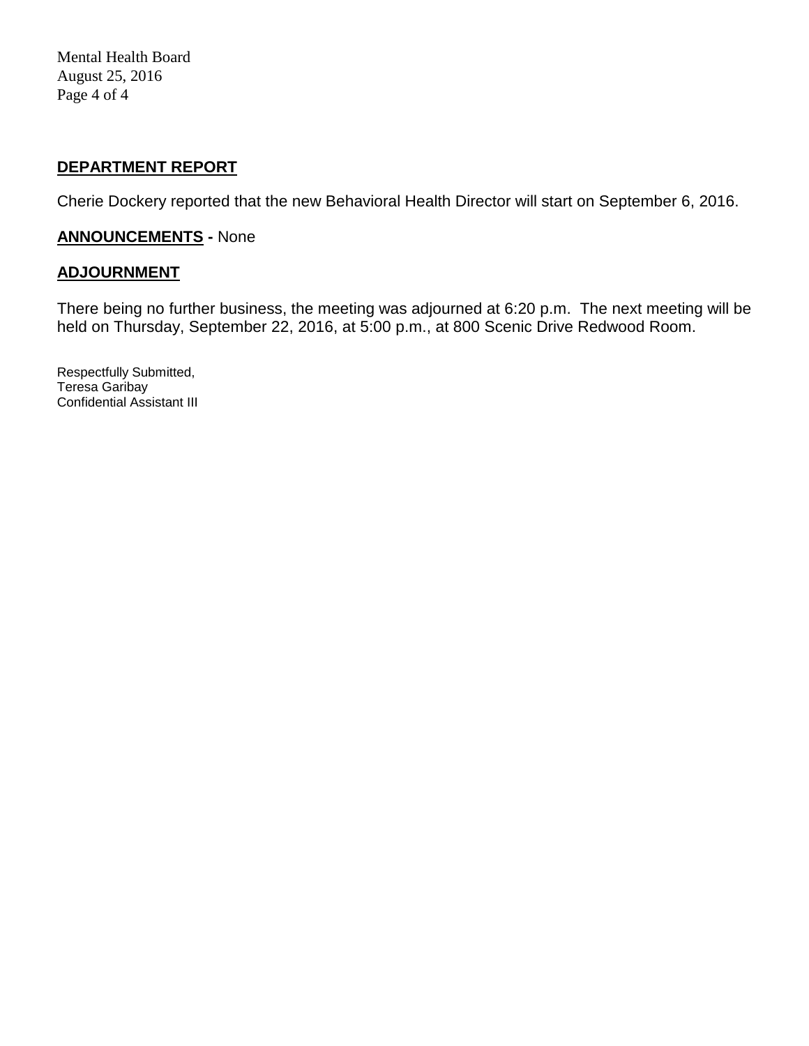## DEPARTMENT REPORT

Cherie Dockery reported that the new Behavioral Health Director will start on September 6, 2016.

## ANNOUNCEMENTS - None

## ADJOURNMENT

There being no further business, the meeting was adjourned at 6:20 p.m. The next meeting will be held on Thursday, September 22, 2016, at 5:00 p.m., at 800 Scenic Drive Redwood Room.

Respectfully Submitted,
Teresa Garibay
Confidential Assistant III